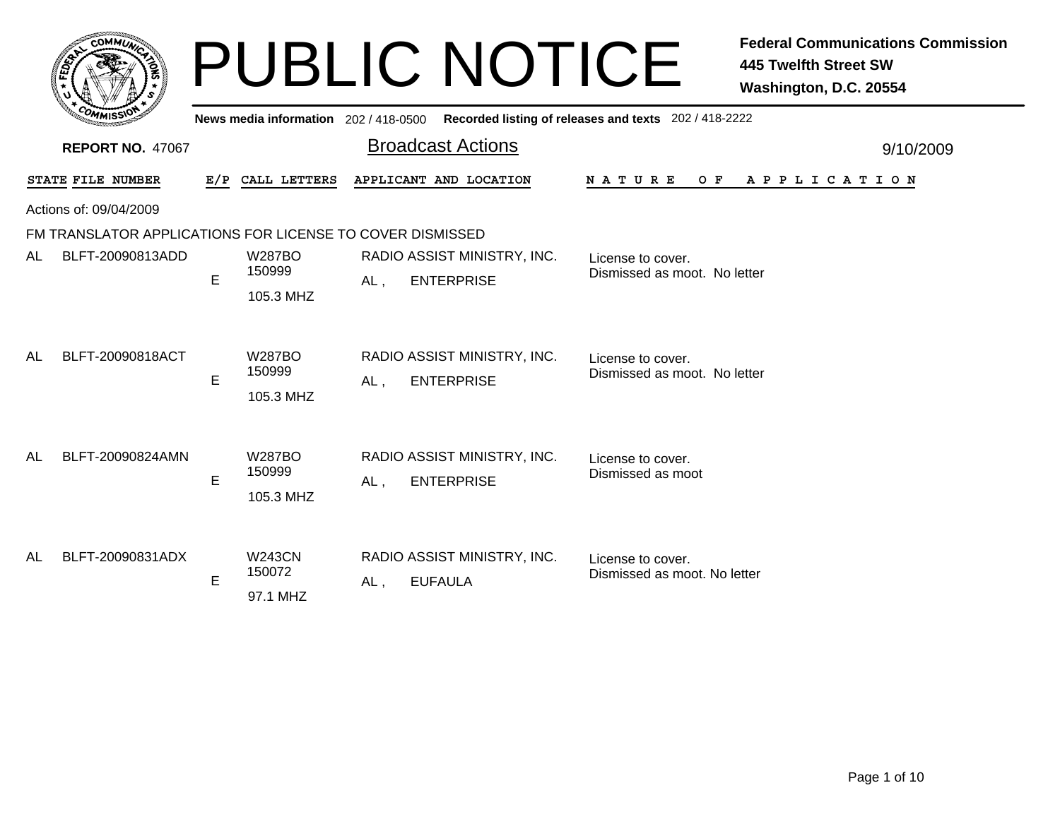# PUBLIC NOTICE

**Federal Communications Commission**
**445 Twelfth Street SW**
**Washington, D.C. 20554**

**News media information** 202 / 418-0500 **Recorded listing of releases and texts** 202 / 418-2222

**REPORT NO.** 47067

## Broadcast Actions

9/10/2009

Actions of: 09/04/2009

### FM TRANSLATOR APPLICATIONS FOR LICENSE TO COVER DISMISSED

| STATE | FILE NUMBER | E/P | CALL LETTERS | APPLICANT AND LOCATION | NATURE OF APPLICATION |
|---|---|---|---|---|---|
| AL | BLFT-20090813ADD | E | W287BO 150999 105.3 MHZ | RADIO ASSIST MINISTRY, INC. AL , ENTERPRISE | License to cover. Dismissed as moot. No letter |
| AL | BLFT-20090818ACT | E | W287BO 150999 105.3 MHZ | RADIO ASSIST MINISTRY, INC. AL , ENTERPRISE | License to cover. Dismissed as moot. No letter |
| AL | BLFT-20090824AMN | E | W287BO 150999 105.3 MHZ | RADIO ASSIST MINISTRY, INC. AL , ENTERPRISE | License to cover. Dismissed as moot |
| AL | BLFT-20090831ADX | E | W243CN 150072 97.1 MHZ | RADIO ASSIST MINISTRY, INC. AL , EUFAULA | License to cover. Dismissed as moot. No letter |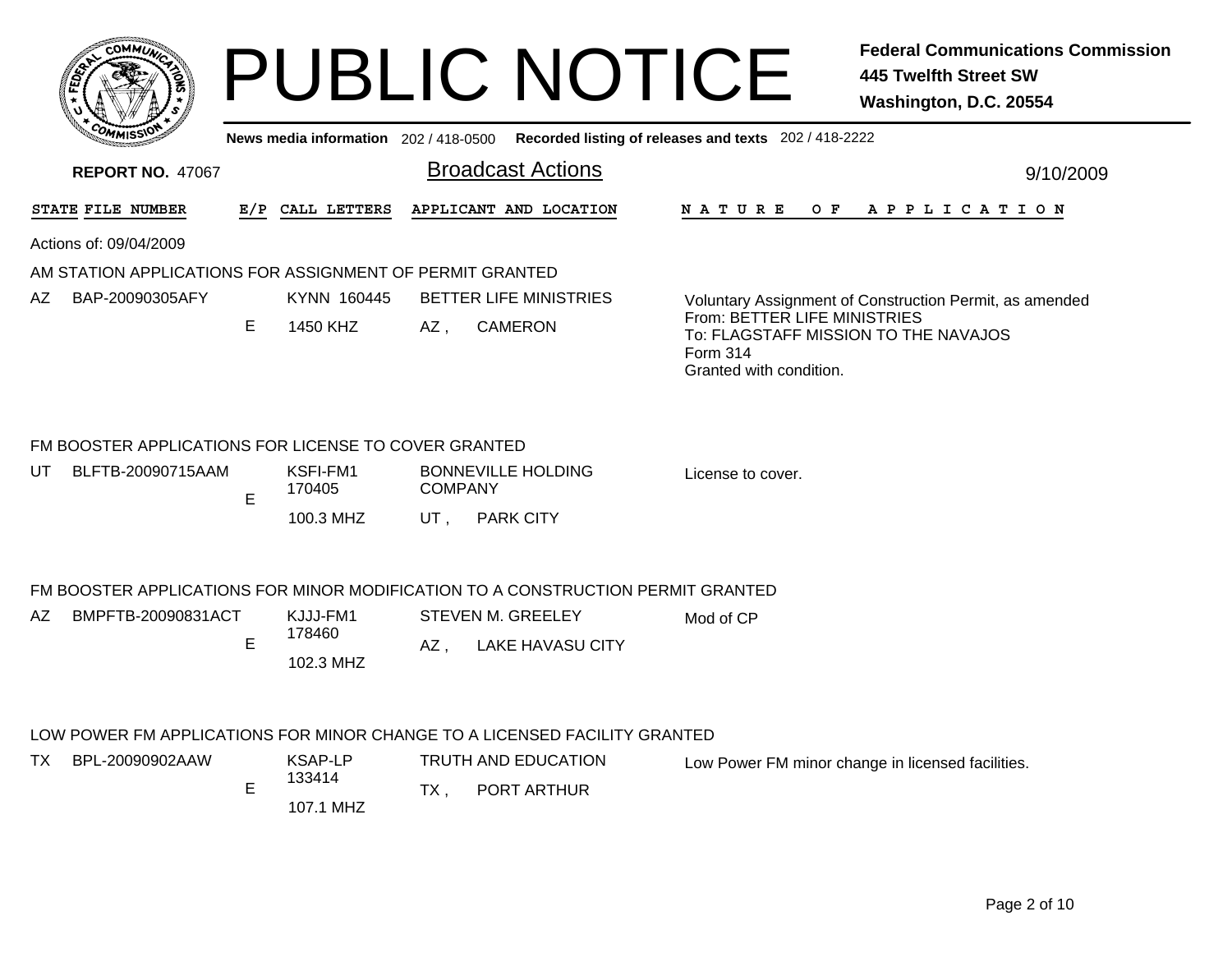# PUBLIC NOTICE

**Federal Communications Commission**
**445 Twelfth Street SW**
**Washington, D.C. 20554**

**News media information** 202 / 418-0500 **Recorded listing of releases and texts** 202 / 418-2222

**REPORT NO.** 47067

## Broadcast Actions

9/10/2009

| STATE | FILE NUMBER | E/P | CALL LETTERS | APPLICANT AND LOCATION | NATURE OF APPLICATION |
|---|---|---|---|---|---|

Actions of: 09/04/2009

### AM STATION APPLICATIONS FOR ASSIGNMENT OF PERMIT GRANTED

| STATE | FILE NUMBER | E/P | CALL LETTERS | APPLICANT AND LOCATION | NATURE OF APPLICATION |
|---|---|---|---|---|---|
| AZ | BAP-20090305AFY | E | KYNN 160445<br>1450 KHZ | BETTER LIFE MINISTRIES<br>AZ , CAMERON | Voluntary Assignment of Construction Permit, as amended<br>From: BETTER LIFE MINISTRIES<br>To: FLAGSTAFF MISSION TO THE NAVAJOS<br>Form 314<br>Granted with condition. |

### FM BOOSTER APPLICATIONS FOR LICENSE TO COVER GRANTED

| STATE | FILE NUMBER | E/P | CALL LETTERS | APPLICANT AND LOCATION | NATURE OF APPLICATION |
|---|---|---|---|---|---|
| UT | BLFTB-20090715AAM | E | KSFI-FM1 170405<br>100.3 MHZ | BONNEVILLE HOLDING COMPANY<br>UT , PARK CITY | License to cover. |

### FM BOOSTER APPLICATIONS FOR MINOR MODIFICATION TO A CONSTRUCTION PERMIT GRANTED

| STATE | FILE NUMBER | E/P | CALL LETTERS | APPLICANT AND LOCATION | NATURE OF APPLICATION |
|---|---|---|---|---|---|
| AZ | BMPFTB-20090831ACT | E | KJJJ-FM1 178460<br>102.3 MHZ | STEVEN M. GREELEY<br>AZ , LAKE HAVASU CITY | Mod of CP |

### LOW POWER FM APPLICATIONS FOR MINOR CHANGE TO A LICENSED FACILITY GRANTED

| STATE | FILE NUMBER | E/P | CALL LETTERS | APPLICANT AND LOCATION | NATURE OF APPLICATION |
|---|---|---|---|---|---|
| TX | BPL-20090902AAW | E | KSAP-LP 133414<br>107.1 MHZ | TRUTH AND EDUCATION<br>TX , PORT ARTHUR | Low Power FM minor change in licensed facilities. |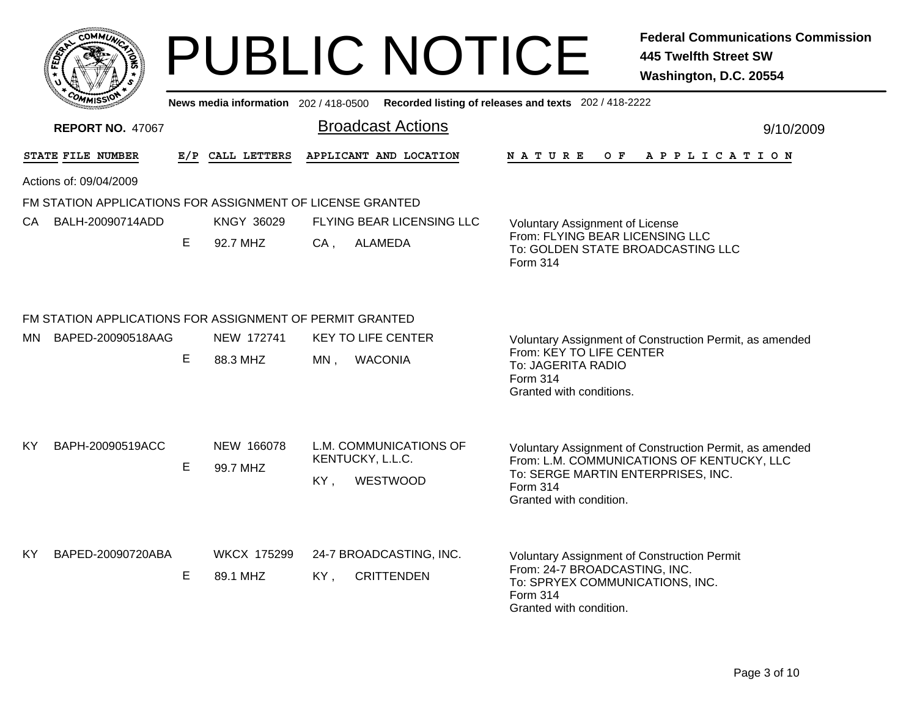# PUBLIC NOTICE

**Federal Communications Commission**
**445 Twelfth Street SW**
**Washington, D.C. 20554**

**News media information** 202 / 418-0500 **Recorded listing of releases and texts** 202 / 418-2222

**REPORT NO.** 47067

## Broadcast Actions

9/10/2009

| STATE | FILE NUMBER | E/P | CALL LETTERS | APPLICANT AND LOCATION | NATURE OF APPLICATION |
|---|---|---|---|---|---|

Actions of: 09/04/2009

### FM STATION APPLICATIONS FOR ASSIGNMENT OF LICENSE GRANTED

| STATE | FILE NUMBER | E/P | CALL LETTERS | APPLICANT AND LOCATION | NATURE OF APPLICATION |
|---|---|---|---|---|---|
| CA | BALH-20090714ADD | E | KNGY 36029<br>92.7 MHZ | FLYING BEAR LICENSING LLC<br>CA , ALAMEDA | Voluntary Assignment of License<br>From: FLYING BEAR LICENSING LLC<br>To: GOLDEN STATE BROADCASTING LLC<br>Form 314 |

### FM STATION APPLICATIONS FOR ASSIGNMENT OF PERMIT GRANTED

| STATE | FILE NUMBER | E/P | CALL LETTERS | APPLICANT AND LOCATION | NATURE OF APPLICATION |
|---|---|---|---|---|---|
| MN | BAPED-20090518AAG | E | NEW 172741<br>88.3 MHZ | KEY TO LIFE CENTER<br>MN , WACONIA | Voluntary Assignment of Construction Permit, as amended<br>From: KEY TO LIFE CENTER<br>To: JAGERITA RADIO<br>Form 314<br>Granted with conditions. |
| KY | BAPH-20090519ACC | E | NEW 166078<br>99.7 MHZ | L.M. COMMUNICATIONS OF KENTUCKY, L.L.C.<br>KY , WESTWOOD | Voluntary Assignment of Construction Permit, as amended<br>From: L.M. COMMUNICATIONS OF KENTUCKY, LLC<br>To: SERGE MARTIN ENTERPRISES, INC.<br>Form 314<br>Granted with condition. |
| KY | BAPED-20090720ABA | E | WKCX 175299<br>89.1 MHZ | 24-7 BROADCASTING, INC.<br>KY , CRITTENDEN | Voluntary Assignment of Construction Permit<br>From: 24-7 BROADCASTING, INC.<br>To: SPRYEX COMMUNICATIONS, INC.<br>Form 314<br>Granted with condition. |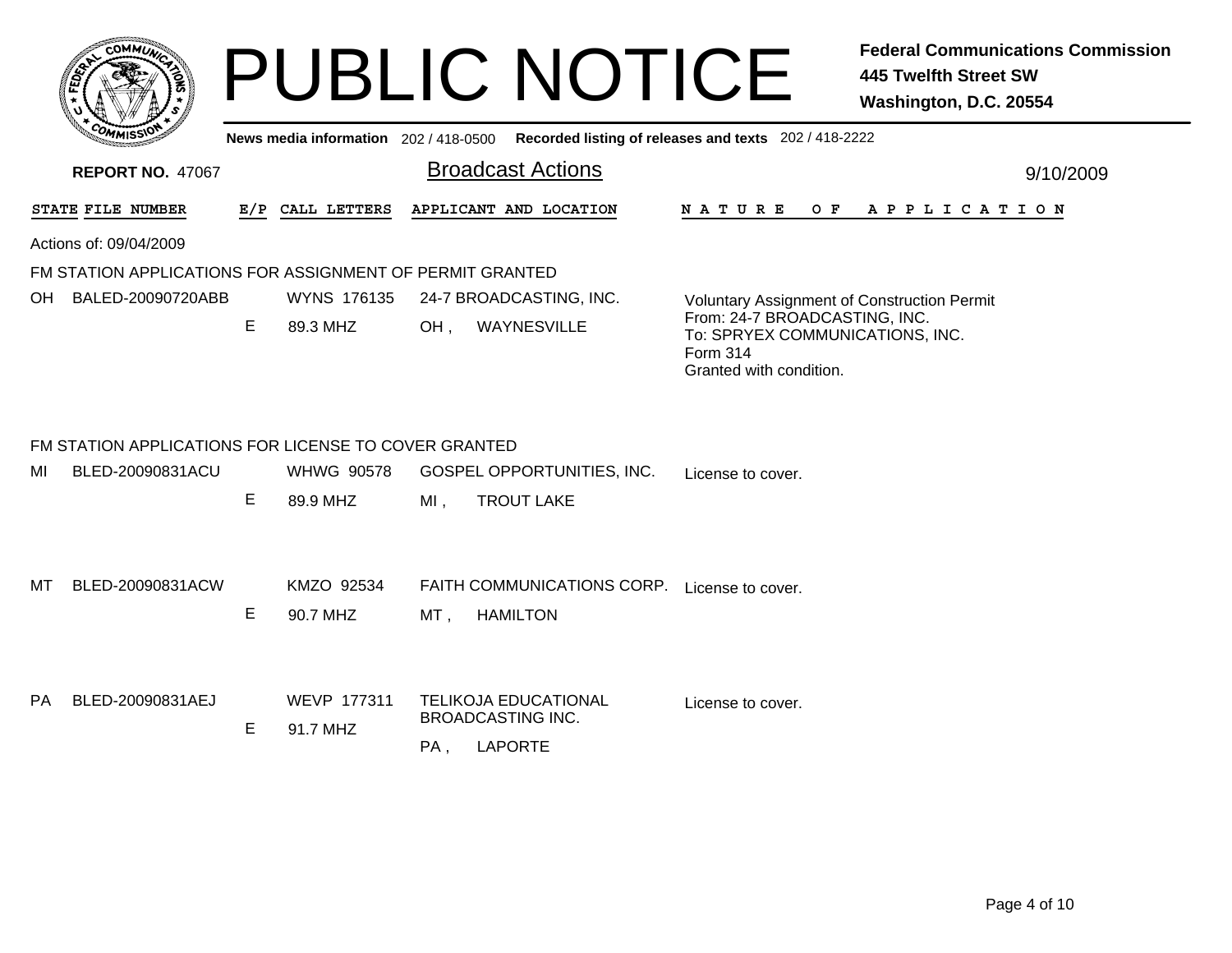# PUBLIC NOTICE

**Federal Communications Commission**
**445 Twelfth Street SW**
**Washington, D.C. 20554**

**News media information** 202 / 418-0500 **Recorded listing of releases and texts** 202 / 418-2222

**REPORT NO.** 47067

## Broadcast Actions

9/10/2009

Actions of: 09/04/2009

### FM STATION APPLICATIONS FOR ASSIGNMENT OF PERMIT GRANTED

| STATE | FILE NUMBER | E/P | CALL LETTERS | APPLICANT AND LOCATION | NATURE OF APPLICATION |
|---|---|---|---|---|---|
| OH | BALED-20090720ABB | E | WYNS 176135<br>89.3 MHZ | 24-7 BROADCASTING, INC.<br>OH , WAYNESVILLE | Voluntary Assignment of Construction Permit<br>From: 24-7 BROADCASTING, INC.<br>To: SPRYEX COMMUNICATIONS, INC.<br>Form 314<br>Granted with condition. |

### FM STATION APPLICATIONS FOR LICENSE TO COVER GRANTED

| STATE | FILE NUMBER | E/P | CALL LETTERS | APPLICANT AND LOCATION | NATURE OF APPLICATION |
|---|---|---|---|---|---|
| MI | BLED-20090831ACU | E | WHWG 90578<br>89.9 MHZ | GOSPEL OPPORTUNITIES, INC.<br>MI , TROUT LAKE | License to cover. |
| MT | BLED-20090831ACW | E | KMZO 92534<br>90.7 MHZ | FAITH COMMUNICATIONS CORP.<br>MT , HAMILTON | License to cover. |
| PA | BLED-20090831AEJ | E | WEVP 177311<br>91.7 MHZ | TELIKOJA EDUCATIONAL BROADCASTING INC.<br>PA , LAPORTE | License to cover. |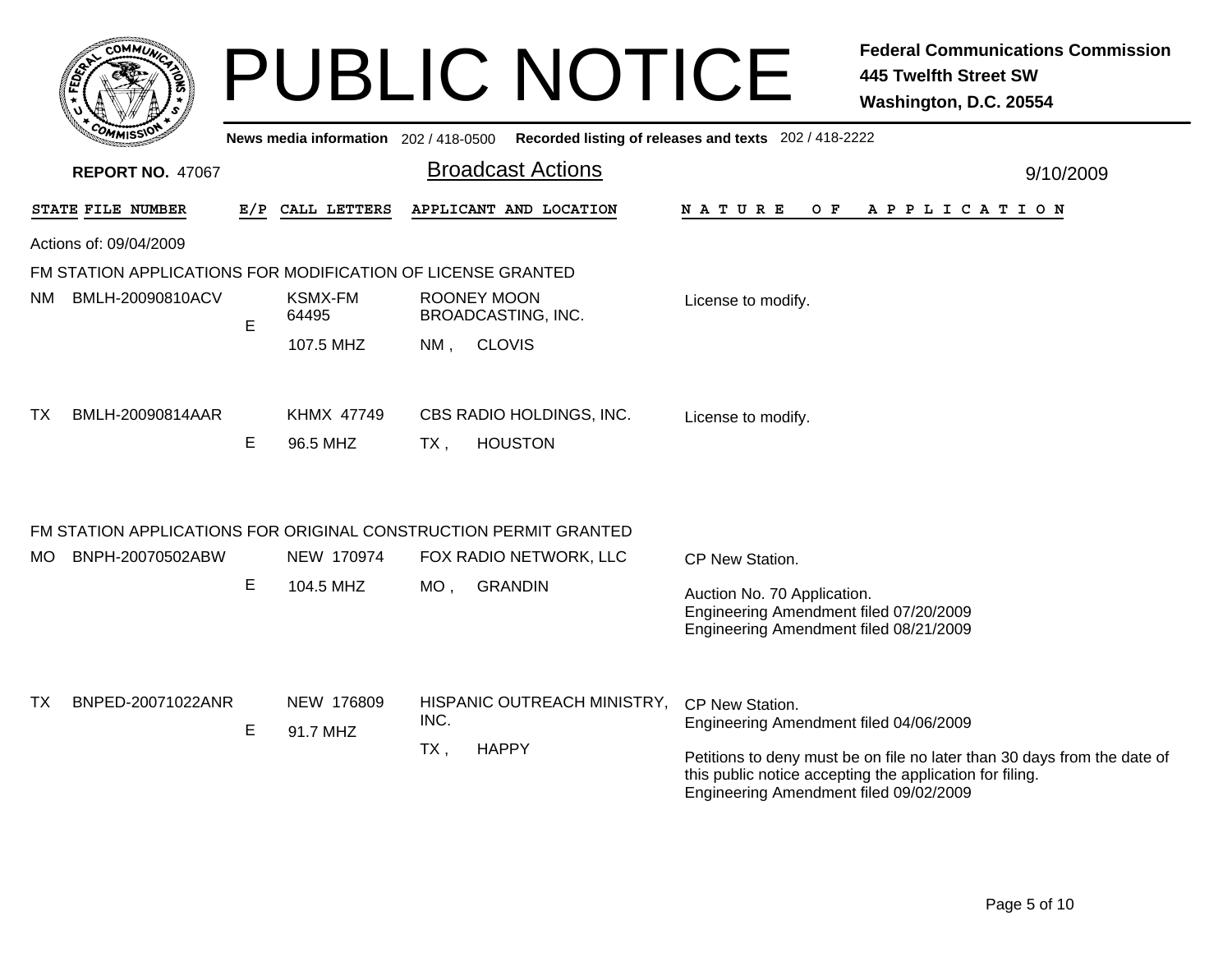# PUBLIC NOTICE

**Federal Communications Commission**
**445 Twelfth Street SW**
**Washington, D.C. 20554**

News media information 202 / 418-0500 Recorded listing of releases and texts 202 / 418-2222

**REPORT NO.** 47067

## Broadcast Actions

9/10/2009

Actions of: 09/04/2009

### FM STATION APPLICATIONS FOR MODIFICATION OF LICENSE GRANTED

| STATE | FILE NUMBER | E/P | CALL LETTERS | APPLICANT AND LOCATION | NATURE OF APPLICATION |
|---|---|---|---|---|---|
| NM | BMLH-20090810ACV | E | KSMX-FM 64495<br>107.5 MHZ | ROONEY MOON BROADCASTING, INC.<br>NM , CLOVIS | License to modify. |
| TX | BMLH-20090814AAR | E | KHMX 47749<br>96.5 MHZ | CBS RADIO HOLDINGS, INC.<br>TX , HOUSTON | License to modify. |

### FM STATION APPLICATIONS FOR ORIGINAL CONSTRUCTION PERMIT GRANTED

| STATE | FILE NUMBER | E/P | CALL LETTERS | APPLICANT AND LOCATION | NATURE OF APPLICATION |
|---|---|---|---|---|---|
| MO | BNPH-20070502ABW | E | NEW 170974<br>104.5 MHZ | FOX RADIO NETWORK, LLC<br>MO , GRANDIN | CP New Station.<br><br>Auction No. 70 Application.<br>Engineering Amendment filed 07/20/2009<br>Engineering Amendment filed 08/21/2009 |
| TX | BNPED-20071022ANR | E | NEW 176809<br>91.7 MHZ | HISPANIC OUTREACH MINISTRY, INC.<br>TX , HAPPY | CP New Station.<br>Engineering Amendment filed 04/06/2009<br><br>Petitions to deny must be on file no later than 30 days from the date of this public notice accepting the application for filing.<br>Engineering Amendment filed 09/02/2009 |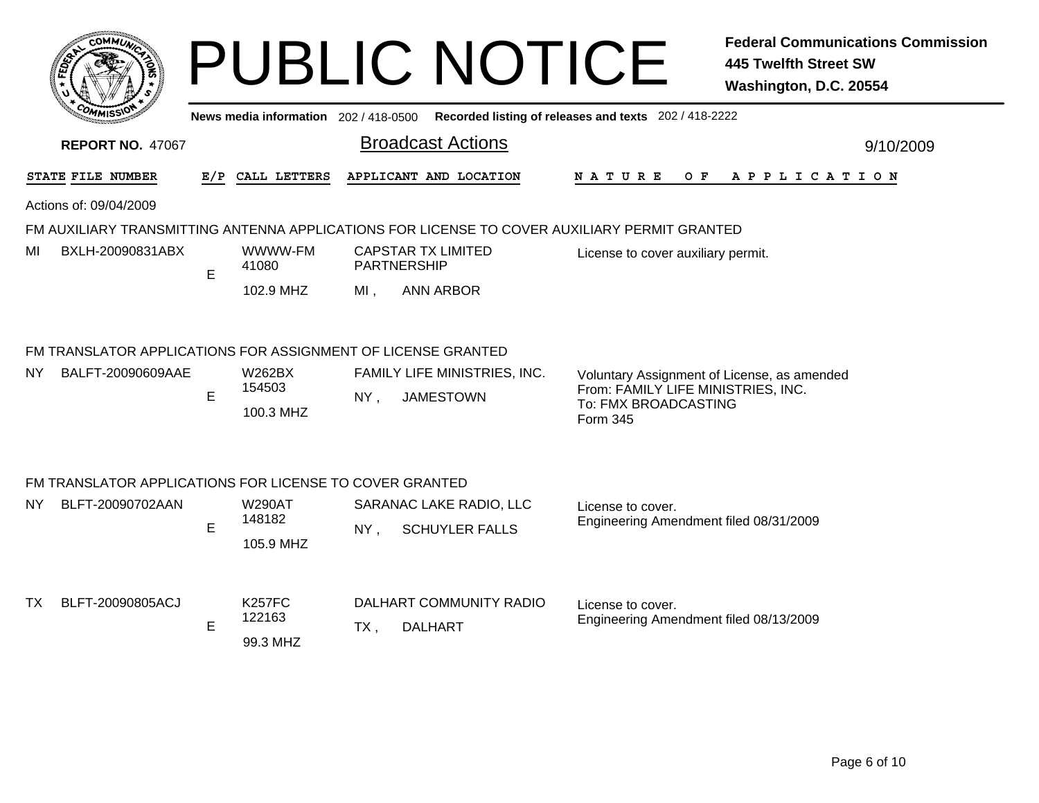# PUBLIC NOTICE

**Federal Communications Commission**
**445 Twelfth Street SW**
**Washington, D.C. 20554**

News media information 202 / 418-0500 Recorded listing of releases and texts 202 / 418-2222

**REPORT NO.** 47067

## Broadcast Actions

9/10/2009

Actions of: 09/04/2009

### FM AUXILIARY TRANSMITTING ANTENNA APPLICATIONS FOR LICENSE TO COVER AUXILIARY PERMIT GRANTED

| STATE | FILE NUMBER | E/P | CALL LETTERS | APPLICANT AND LOCATION | NATURE OF APPLICATION |
|---|---|---|---|---|---|
| MI | BXLH-20090831ABX | E | WWWW-FM 41080 102.9 MHZ | CAPSTAR TX LIMITED PARTNERSHIP MI , ANN ARBOR | License to cover auxiliary permit. |

### FM TRANSLATOR APPLICATIONS FOR ASSIGNMENT OF LICENSE GRANTED

| STATE | FILE NUMBER | E/P | CALL LETTERS | APPLICANT AND LOCATION | NATURE OF APPLICATION |
|---|---|---|---|---|---|
| NY | BALFT-20090609AAE | E | W262BX 154503 100.3 MHZ | FAMILY LIFE MINISTRIES, INC. NY , JAMESTOWN | Voluntary Assignment of License, as amended From: FAMILY LIFE MINISTRIES, INC. To: FMX BROADCASTING Form 345 |

### FM TRANSLATOR APPLICATIONS FOR LICENSE TO COVER GRANTED

| STATE | FILE NUMBER | E/P | CALL LETTERS | APPLICANT AND LOCATION | NATURE OF APPLICATION |
|---|---|---|---|---|---|
| NY | BLFT-20090702AAN | E | W290AT 148182 105.9 MHZ | SARANAC LAKE RADIO, LLC NY , SCHUYLER FALLS | License to cover. Engineering Amendment filed 08/31/2009 |
| TX | BLFT-20090805ACJ | E | K257FC 122163 99.3 MHZ | DALHART COMMUNITY RADIO TX , DALHART | License to cover. Engineering Amendment filed 08/13/2009 |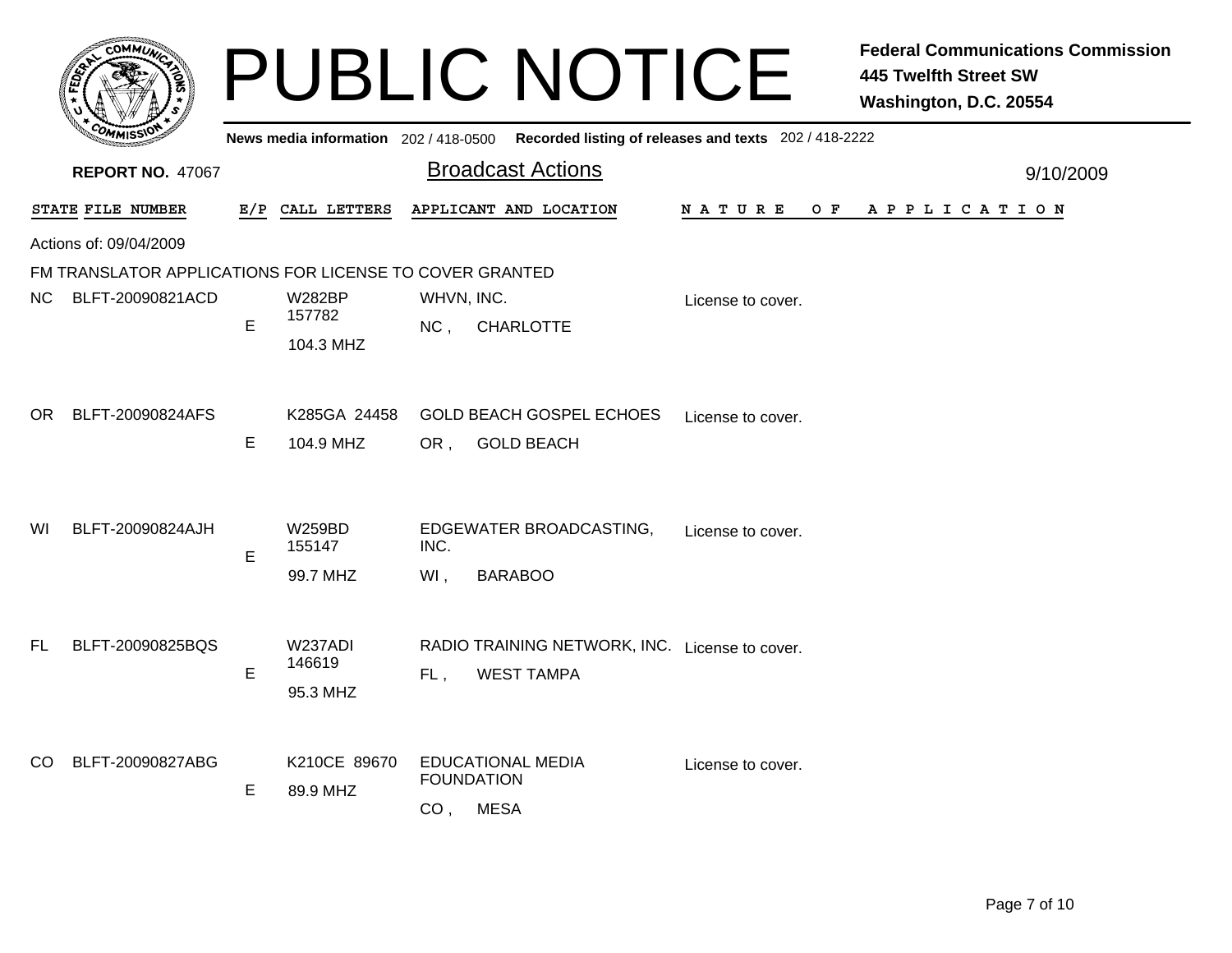# PUBLIC NOTICE

**Federal Communications Commission**
**445 Twelfth Street SW**
**Washington, D.C. 20554**

News media information 202 / 418-0500  Recorded listing of releases and texts 202 / 418-2222

**REPORT NO.** 47067

## Broadcast Actions

9/10/2009

Actions of: 09/04/2009

### FM TRANSLATOR APPLICATIONS FOR LICENSE TO COVER GRANTED

| STATE | FILE NUMBER | E/P | CALL LETTERS | APPLICANT AND LOCATION | NATURE OF APPLICATION |
|---|---|---|---|---|---|
| NC | BLFT-20090821ACD | E | W282BP 157782 104.3 MHZ | WHVN, INC. NC , CHARLOTTE | License to cover. |
| OR | BLFT-20090824AFS | E | K285GA 24458 104.9 MHZ | GOLD BEACH GOSPEL ECHOES OR , GOLD BEACH | License to cover. |
| WI | BLFT-20090824AJH | E | W259BD 155147 99.7 MHZ | EDGEWATER BROADCASTING, INC. WI , BARABOO | License to cover. |
| FL | BLFT-20090825BQS | E | W237ADI 146619 95.3 MHZ | RADIO TRAINING NETWORK, INC. FL , WEST TAMPA | License to cover. |
| CO | BLFT-20090827ABG | E | K210CE 89670 89.9 MHZ | EDUCATIONAL MEDIA FOUNDATION CO , MESA | License to cover. |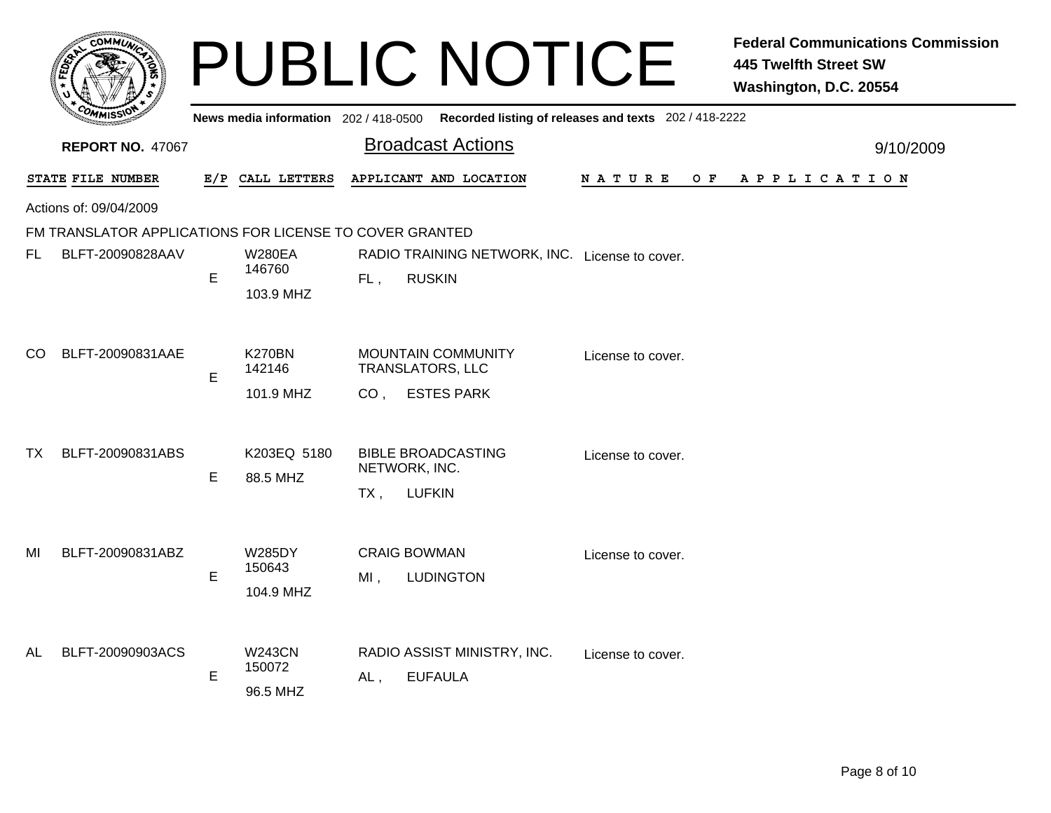# PUBLIC NOTICE

**Federal Communications Commission**
**445 Twelfth Street SW**
**Washington, D.C. 20554**

News media information 202 / 418-0500 Recorded listing of releases and texts 202 / 418-2222

**REPORT NO.** 47067

## Broadcast Actions

9/10/2009

Actions of: 09/04/2009

FM TRANSLATOR APPLICATIONS FOR LICENSE TO COVER GRANTED

| STATE | FILE NUMBER | E/P | CALL LETTERS | APPLICANT AND LOCATION | NATURE OF APPLICATION |
|---|---|---|---|---|---|
| FL | BLFT-20090828AAV | E | W280EA 146760 103.9 MHZ | RADIO TRAINING NETWORK, INC. FL , RUSKIN | License to cover. |
| CO | BLFT-20090831AAE | E | K270BN 142146 101.9 MHZ | MOUNTAIN COMMUNITY TRANSLATORS, LLC CO , ESTES PARK | License to cover. |
| TX | BLFT-20090831ABS | E | K203EQ 5180 88.5 MHZ | BIBLE BROADCASTING NETWORK, INC. TX , LUFKIN | License to cover. |
| MI | BLFT-20090831ABZ | E | W285DY 150643 104.9 MHZ | CRAIG BOWMAN MI , LUDINGTON | License to cover. |
| AL | BLFT-20090903ACS | E | W243CN 150072 96.5 MHZ | RADIO ASSIST MINISTRY, INC. AL , EUFAULA | License to cover. |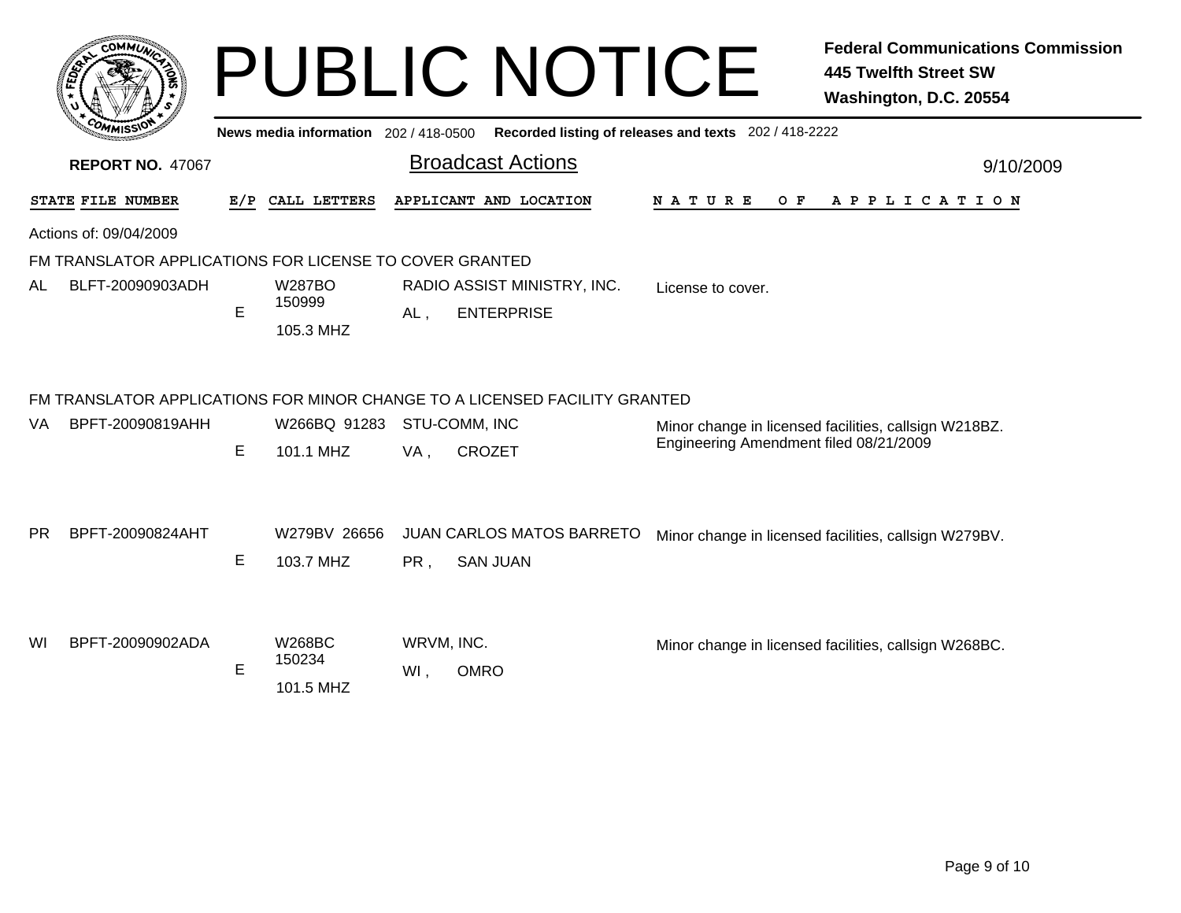# PUBLIC NOTICE

**Federal Communications Commission**
**445 Twelfth Street SW**
**Washington, D.C. 20554**

**News media information** 202 / 418-0500 **Recorded listing of releases and texts** 202 / 418-2222

**REPORT NO.** 47067

## Broadcast Actions

9/10/2009

| STATE | FILE NUMBER | E/P | CALL LETTERS | APPLICANT AND LOCATION | NATURE OF APPLICATION |
|---|---|---|---|---|---|

Actions of: 09/04/2009

### FM TRANSLATOR APPLICATIONS FOR LICENSE TO COVER GRANTED

| STATE | FILE NUMBER | E/P | CALL LETTERS | APPLICANT AND LOCATION | NATURE OF APPLICATION |
|---|---|---|---|---|---|
| AL | BLFT-20090903ADH | E | W287BO 150999 105.3 MHZ | RADIO ASSIST MINISTRY, INC. AL , ENTERPRISE | License to cover. |

### FM TRANSLATOR APPLICATIONS FOR MINOR CHANGE TO A LICENSED FACILITY GRANTED

| STATE | FILE NUMBER | E/P | CALL LETTERS | APPLICANT AND LOCATION | NATURE OF APPLICATION |
|---|---|---|---|---|---|
| VA | BPFT-20090819AHH | E | W266BQ 91283 101.1 MHZ | STU-COMM, INC VA , CROZET | Minor change in licensed facilities, callsign W218BZ. Engineering Amendment filed 08/21/2009 |
| PR | BPFT-20090824AHT | E | W279BV 26656 103.7 MHZ | JUAN CARLOS MATOS BARRETO PR , SAN JUAN | Minor change in licensed facilities, callsign W279BV. |
| WI | BPFT-20090902ADA | E | W268BC 150234 101.5 MHZ | WRVM, INC. WI , OMRO | Minor change in licensed facilities, callsign W268BC. |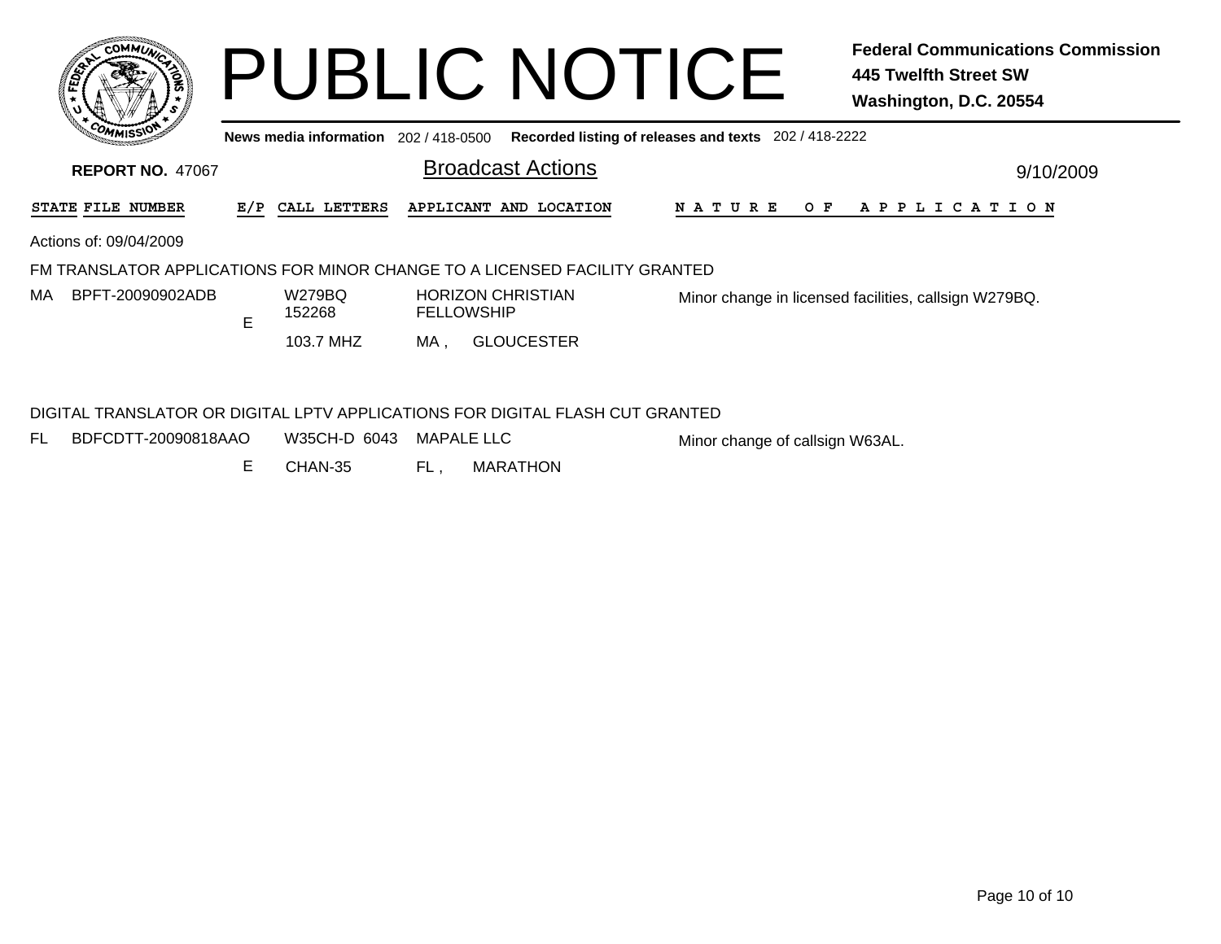# PUBLIC NOTICE

**Federal Communications Commission**
**445 Twelfth Street SW**
**Washington, D.C. 20554**

**News media information** 202 / 418-0500 **Recorded listing of releases and texts** 202 / 418-2222

**REPORT NO.** 47067

## Broadcast Actions

9/10/2009

| STATE | FILE NUMBER | E/P | CALL LETTERS | APPLICANT AND LOCATION | NATURE OF APPLICATION |
|---|---|---|---|---|---|

Actions of: 09/04/2009

### FM TRANSLATOR APPLICATIONS FOR MINOR CHANGE TO A LICENSED FACILITY GRANTED

| STATE | FILE NUMBER | E/P | CALL LETTERS | APPLICANT AND LOCATION | NATURE OF APPLICATION |
|---|---|---|---|---|---|
| MA | BPFT-20090902ADB | E | W279BQ 152268 103.7 MHZ | HORIZON CHRISTIAN FELLOWSHIP MA , GLOUCESTER | Minor change in licensed facilities, callsign W279BQ. |

### DIGITAL TRANSLATOR OR DIGITAL LPTV APPLICATIONS FOR DIGITAL FLASH CUT GRANTED

| STATE | FILE NUMBER | E/P | CALL LETTERS | APPLICANT AND LOCATION | NATURE OF APPLICATION |
|---|---|---|---|---|---|
| FL | BDFCDTT-20090818AAO | E | W35CH-D 6043 CHAN-35 | MAPALE LLC FL , MARATHON | Minor change of callsign W63AL. |